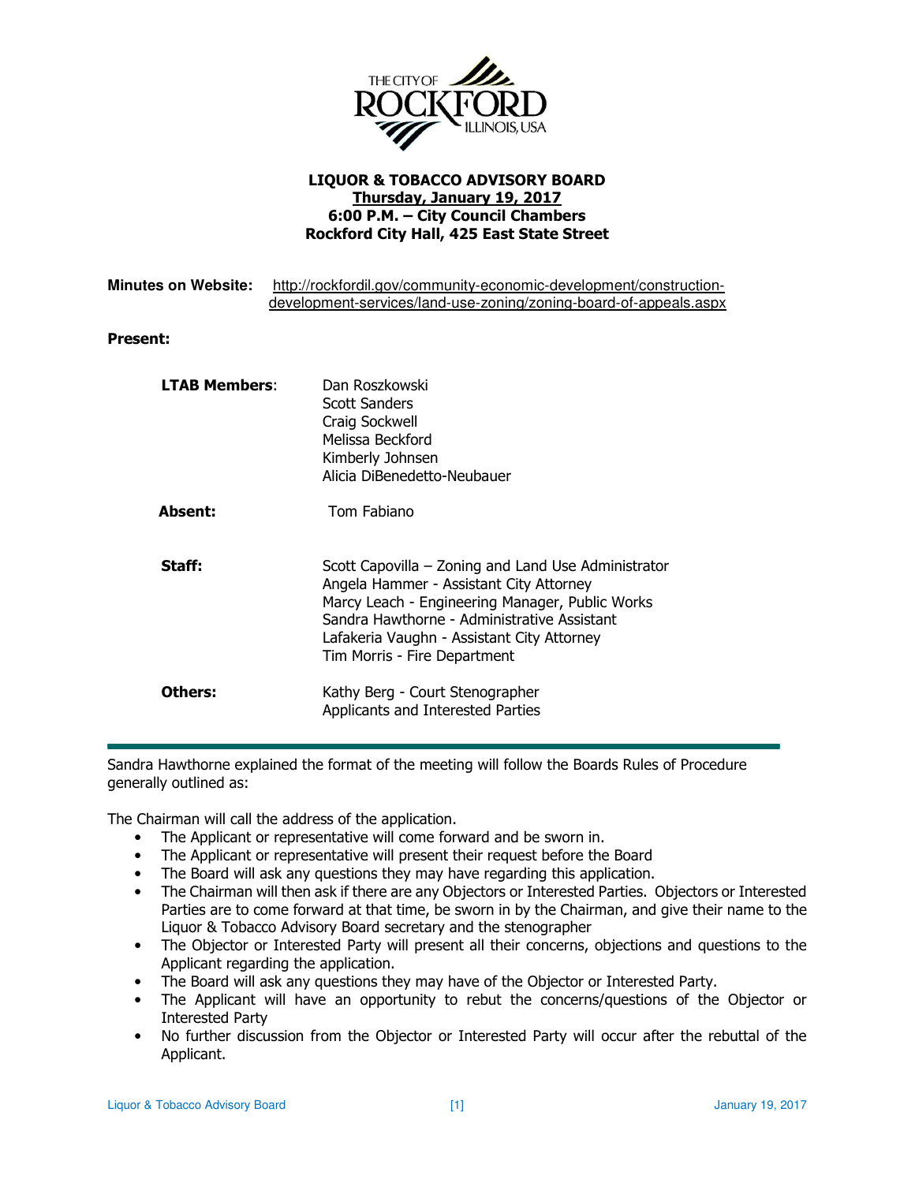THE CITY OF ROCKFORD ILLINOIS, USA

**LIQUOR & TOBACCO ADVISORY BOARD**
**Thursday, January 19, 2017**
**6:00 P.M. – City Council Chambers**
**Rockford City Hall, 425 East State Street**

**Minutes on Website:** http://rockfordil.gov/community-economic-development/construction-development-services/land-use-zoning/zoning-board-of-appeals.aspx

**Present:**

| | |
|---|---|
| **LTAB Members**: | Dan Roszkowski<br>Scott Sanders<br>Craig Sockwell<br>Melissa Beckford<br>Kimberly Johnsen<br>Alicia DiBenedetto-Neubauer |
| **Absent:** | Tom Fabiano |
| **Staff:** | Scott Capovilla – Zoning and Land Use Administrator<br>Angela Hammer - Assistant City Attorney<br>Marcy Leach - Engineering Manager, Public Works<br>Sandra Hawthorne - Administrative Assistant<br>Lafakeria Vaughn - Assistant City Attorney<br>Tim Morris - Fire Department |
| **Others:** | Kathy Berg - Court Stenographer<br>Applicants and Interested Parties |

---

Sandra Hawthorne explained the format of the meeting will follow the Boards Rules of Procedure generally outlined as:

The Chairman will call the address of the application.

- The Applicant or representative will come forward and be sworn in.
- The Applicant or representative will present their request before the Board
- The Board will ask any questions they may have regarding this application.
- The Chairman will then ask if there are any Objectors or Interested Parties. Objectors or Interested Parties are to come forward at that time, be sworn in by the Chairman, and give their name to the Liquor & Tobacco Advisory Board secretary and the stenographer
- The Objector or Interested Party will present all their concerns, objections and questions to the Applicant regarding the application.
- The Board will ask any questions they may have of the Objector or Interested Party.
- The Applicant will have an opportunity to rebut the concerns/questions of the Objector or Interested Party
- No further discussion from the Objector or Interested Party will occur after the rebuttal of the Applicant.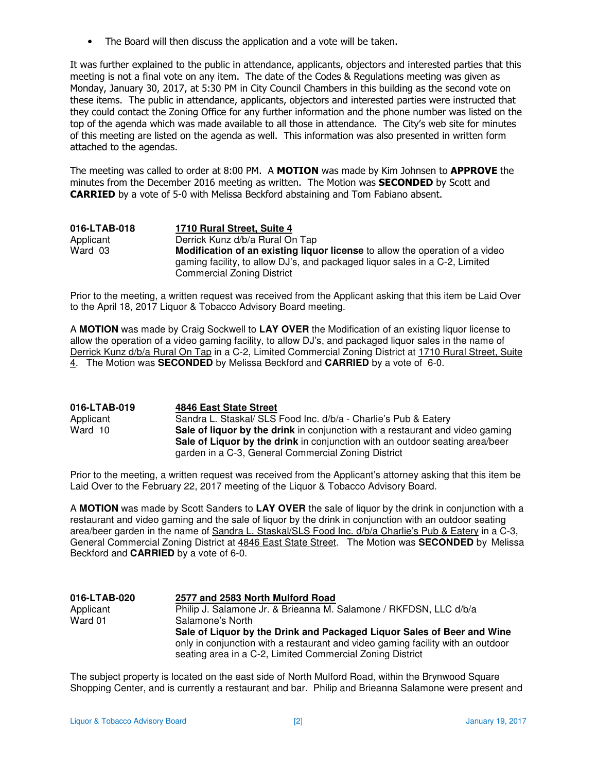- The Board will then discuss the application and a vote will be taken.

It was further explained to the public in attendance, applicants, objectors and interested parties that this meeting is not a final vote on any item. The date of the Codes & Regulations meeting was given as Monday, January 30, 2017, at 5:30 PM in City Council Chambers in this building as the second vote on these items. The public in attendance, applicants, objectors and interested parties were instructed that they could contact the Zoning Office for any further information and the phone number was listed on the top of the agenda which was made available to all those in attendance. The City's web site for minutes of this meeting are listed on the agenda as well. This information was also presented in written form attached to the agendas.

The meeting was called to order at 8:00 PM. A **MOTION** was made by Kim Johnsen to **APPROVE** the minutes from the December 2016 meeting as written. The Motion was **SECONDED** by Scott and **CARRIED** by a vote of 5-0 with Melissa Beckford abstaining and Tom Fabiano absent.

| | |
|---|---|
| **016-LTAB-018** | **1710 Rural Street, Suite 4** |
| Applicant | Derrick Kunz d/b/a Rural On Tap |
| Ward 03 | **Modification of an existing liquor license** to allow the operation of a video gaming facility, to allow DJ's, and packaged liquor sales in a C-2, Limited Commercial Zoning District |

Prior to the meeting, a written request was received from the Applicant asking that this item be Laid Over to the April 18, 2017 Liquor & Tobacco Advisory Board meeting.

A **MOTION** was made by Craig Sockwell to **LAY OVER** the Modification of an existing liquor license to allow the operation of a video gaming facility, to allow DJ's, and packaged liquor sales in the name of Derrick Kunz d/b/a Rural On Tap in a C-2, Limited Commercial Zoning District at 1710 Rural Street, Suite 4. The Motion was **SECONDED** by Melissa Beckford and **CARRIED** by a vote of 6-0.

| | |
|---|---|
| **016-LTAB-019** | **4846 East State Street** |
| Applicant | Sandra L. Staskal/ SLS Food Inc. d/b/a - Charlie's Pub & Eatery |
| Ward 10 | **Sale of liquor by the drink** in conjunction with a restaurant and video gaming **Sale of Liquor by the drink** in conjunction with an outdoor seating area/beer garden in a C-3, General Commercial Zoning District |

Prior to the meeting, a written request was received from the Applicant's attorney asking that this item be Laid Over to the February 22, 2017 meeting of the Liquor & Tobacco Advisory Board.

A **MOTION** was made by Scott Sanders to **LAY OVER** the sale of liquor by the drink in conjunction with a restaurant and video gaming and the sale of liquor by the drink in conjunction with an outdoor seating area/beer garden in the name of Sandra L. Staskal/SLS Food Inc. d/b/a Charlie's Pub & Eatery in a C-3, General Commercial Zoning District at 4846 East State Street. The Motion was **SECONDED** by Melissa Beckford and **CARRIED** by a vote of 6-0.

| | |
|---|---|
| **016-LTAB-020** | **2577 and 2583 North Mulford Road** |
| Applicant | Philip J. Salamone Jr. & Brieanna M. Salamone / RKFDSN, LLC d/b/a Salamone's North |
| Ward 01 | **Sale of Liquor by the Drink and Packaged Liquor Sales of Beer and Wine** only in conjunction with a restaurant and video gaming facility with an outdoor seating area in a C-2, Limited Commercial Zoning District |

The subject property is located on the east side of North Mulford Road, within the Brynwood Square Shopping Center, and is currently a restaurant and bar. Philip and Brieanna Salamone were present and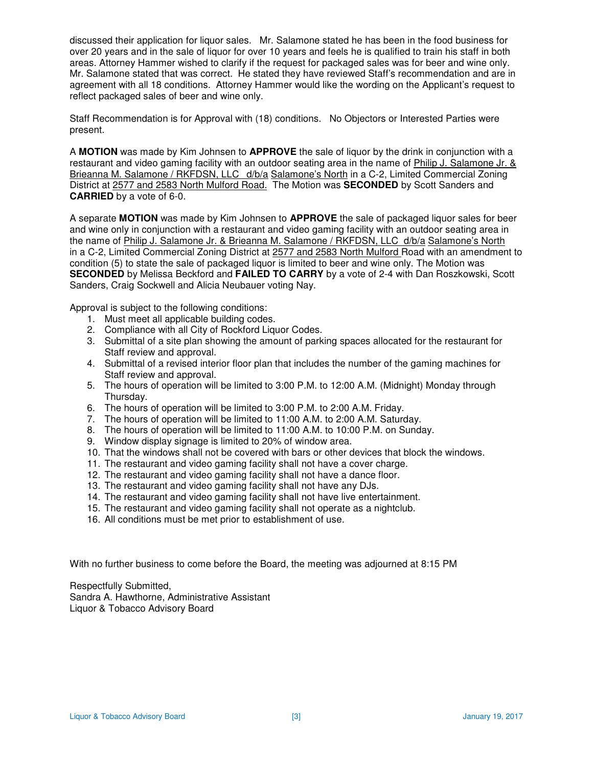discussed their application for liquor sales. Mr. Salamone stated he has been in the food business for over 20 years and in the sale of liquor for over 10 years and feels he is qualified to train his staff in both areas. Attorney Hammer wished to clarify if the request for packaged sales was for beer and wine only. Mr. Salamone stated that was correct. He stated they have reviewed Staff's recommendation and are in agreement with all 18 conditions. Attorney Hammer would like the wording on the Applicant's request to reflect packaged sales of beer and wine only.

Staff Recommendation is for Approval with (18) conditions. No Objectors or Interested Parties were present.

A **MOTION** was made by Kim Johnsen to **APPROVE** the sale of liquor by the drink in conjunction with a restaurant and video gaming facility with an outdoor seating area in the name of Philip J. Salamone Jr. & Brieanna M. Salamone / RKFDSN, LLC d/b/a Salamone's North in a C-2, Limited Commercial Zoning District at 2577 and 2583 North Mulford Road. The Motion was **SECONDED** by Scott Sanders and **CARRIED** by a vote of 6-0.

A separate **MOTION** was made by Kim Johnsen to **APPROVE** the sale of packaged liquor sales for beer and wine only in conjunction with a restaurant and video gaming facility with an outdoor seating area in the name of Philip J. Salamone Jr. & Brieanna M. Salamone / RKFDSN, LLC d/b/a Salamone's North in a C-2, Limited Commercial Zoning District at 2577 and 2583 North Mulford Road with an amendment to condition (5) to state the sale of packaged liquor is limited to beer and wine only. The Motion was **SECONDED** by Melissa Beckford and **FAILED TO CARRY** by a vote of 2-4 with Dan Roszkowski, Scott Sanders, Craig Sockwell and Alicia Neubauer voting Nay.

Approval is subject to the following conditions:

1. Must meet all applicable building codes.
2. Compliance with all City of Rockford Liquor Codes.
3. Submittal of a site plan showing the amount of parking spaces allocated for the restaurant for Staff review and approval.
4. Submittal of a revised interior floor plan that includes the number of the gaming machines for Staff review and approval.
5. The hours of operation will be limited to 3:00 P.M. to 12:00 A.M. (Midnight) Monday through Thursday.
6. The hours of operation will be limited to 3:00 P.M. to 2:00 A.M. Friday.
7. The hours of operation will be limited to 11:00 A.M. to 2:00 A.M. Saturday.
8. The hours of operation will be limited to 11:00 A.M. to 10:00 P.M. on Sunday.
9. Window display signage is limited to 20% of window area.
10. That the windows shall not be covered with bars or other devices that block the windows.
11. The restaurant and video gaming facility shall not have a cover charge.
12. The restaurant and video gaming facility shall not have a dance floor.
13. The restaurant and video gaming facility shall not have any DJs.
14. The restaurant and video gaming facility shall not have live entertainment.
15. The restaurant and video gaming facility shall not operate as a nightclub.
16. All conditions must be met prior to establishment of use.

With no further business to come before the Board, the meeting was adjourned at 8:15 PM

Respectfully Submitted,
Sandra A. Hawthorne, Administrative Assistant
Liquor & Tobacco Advisory Board